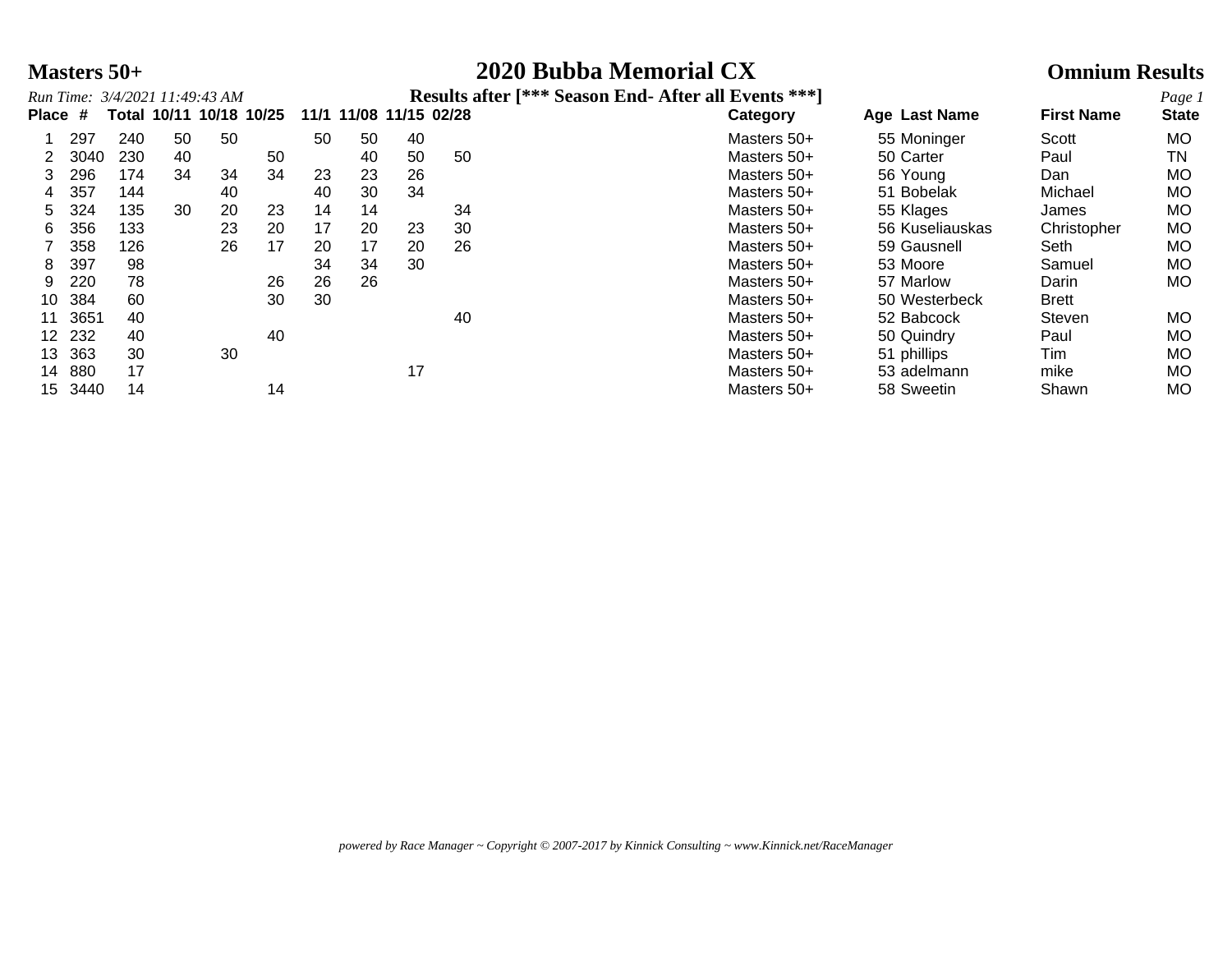# 2020 Bubba Memorial CX

## Masters 50+

## Omnium Results

*Run Time: 3/4/2021 11:49:43 AM*

**Results after [*** Season End- After all Events ***]**

| Place | # | Total | 10/11 | 10/18 | 10/25 | 11/1 | 11/08 | 11/15 | 02/28 | Category | Age | Last Name | First Name | State |
|---|---|---|---|---|---|---|---|---|---|---|---|---|---|---|
| 1 | 297 | 240 | 50 | 50 | | 50 | 50 | 40 | | Masters 50+ | 55 | Moninger | Scott | MO |
| 2 | 3040 | 230 | 40 | | 50 | | 40 | 50 | 50 | Masters 50+ | 50 | Carter | Paul | TN |
| 3 | 296 | 174 | 34 | 34 | 34 | 23 | 23 | 26 | | Masters 50+ | 56 | Young | Dan | MO |
| 4 | 357 | 144 | | 40 | | 40 | 30 | 34 | | Masters 50+ | 51 | Bobelak | Michael | MO |
| 5 | 324 | 135 | 30 | 20 | 23 | 14 | 14 | | 34 | Masters 50+ | 55 | Klages | James | MO |
| 6 | 356 | 133 | | 23 | 20 | 17 | 20 | 23 | 30 | Masters 50+ | 56 | Kuseliauskas | Christopher | MO |
| 7 | 358 | 126 | | 26 | 17 | 20 | 17 | 20 | 26 | Masters 50+ | 59 | Gausnell | Seth | MO |
| 8 | 397 | 98 | | | | 34 | 34 | 30 | | Masters 50+ | 53 | Moore | Samuel | MO |
| 9 | 220 | 78 | | | 26 | 26 | 26 | | | Masters 50+ | 57 | Marlow | Darin | MO |
| 10 | 384 | 60 | | | 30 | 30 | | | | Masters 50+ | 50 | Westerbeck | Brett | |
| 11 | 3651 | 40 | | | | | | | 40 | Masters 50+ | 52 | Babcock | Steven | MO |
| 12 | 232 | 40 | | | 40 | | | | | Masters 50+ | 50 | Quindry | Paul | MO |
| 13 | 363 | 30 | | 30 | | | | | | Masters 50+ | 51 | phillips | Tim | MO |
| 14 | 880 | 17 | | | | | | 17 | | Masters 50+ | 53 | adelmann | mike | MO |
| 15 | 3440 | 14 | | | 14 | | | | | Masters 50+ | 58 | Sweetin | Shawn | MO |

*powered by Race Manager ~ Copyright © 2007-2017 by Kinnick Consulting ~ www.Kinnick.net/RaceManager*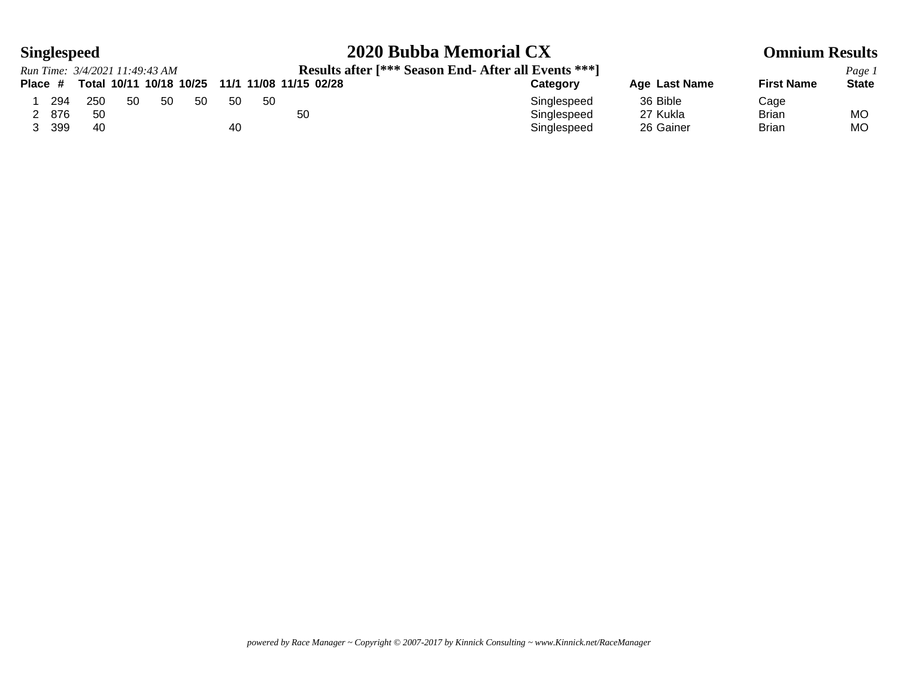**Singlespeed**

# 2020 Bubba Memorial CX

**Omnium Results**

*Run Time: 3/4/2021 11:49:43 AM*

**Results after [*** Season End- After all Events ***]**

| Place | # | Total | 10/11 | 10/18 | 10/25 | 11/1 | 11/08 | 11/15 | 02/28 | Category | Age | Last Name | First Name | State |
|---|---|---|---|---|---|---|---|---|---|---|---|---|---|---|
| 1 | 294 | 250 | 50 | 50 | 50 | 50 | 50 | | | Singlespeed | 36 | Bible | Cage | |
| 2 | 876 | 50 | | | | | | 50 | | Singlespeed | 27 | Kukla | Brian | MO |
| 3 | 399 | 40 | | | | 40 | | | | Singlespeed | 26 | Gainer | Brian | MO |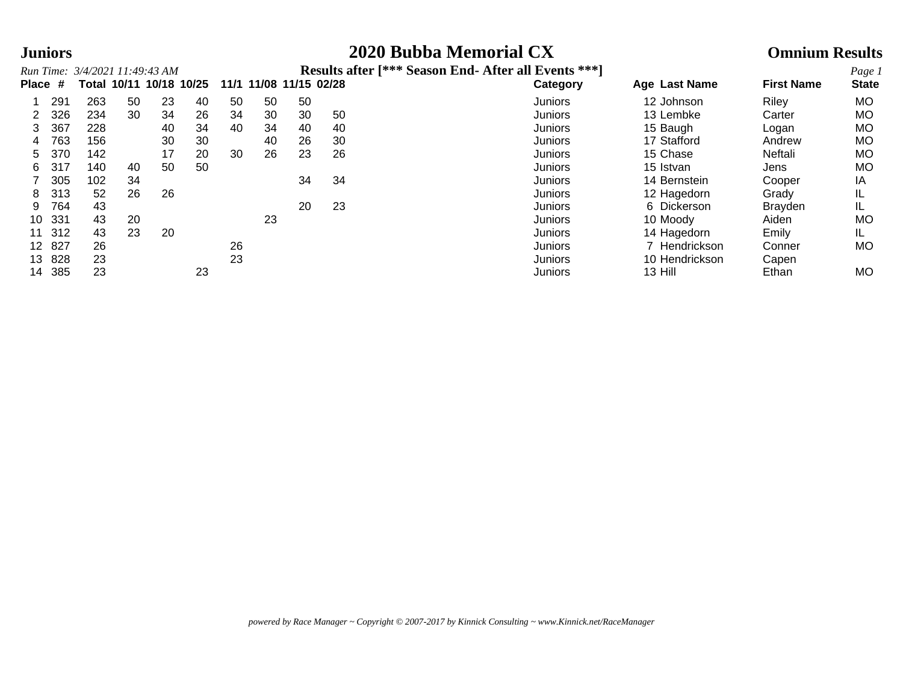**Juniors** — **2020 Bubba Memorial CX** — **Omnium Results**

*Run Time: 3/4/2021 11:49:43 AM* — **Results after [*** Season End- After all Events ***]**

| Place | # | Total | 10/11 | 10/18 | 10/25 | 11/1 | 11/08 | 11/15 | 02/28 | Category | Age | Last Name | First Name | State |
|---|---|---|---|---|---|---|---|---|---|---|---|---|---|---|
| 1 | 291 | 263 | 50 | 23 | 40 | 50 | 50 | 50 | | Juniors | 12 | Johnson | Riley | MO |
| 2 | 326 | 234 | 30 | 34 | 26 | 34 | 30 | 30 | 50 | Juniors | 13 | Lembke | Carter | MO |
| 3 | 367 | 228 | | 40 | 34 | 40 | 34 | 40 | 40 | Juniors | 15 | Baugh | Logan | MO |
| 4 | 763 | 156 | | 30 | 30 | | 40 | 26 | 30 | Juniors | 17 | Stafford | Andrew | MO |
| 5 | 370 | 142 | | 17 | 20 | 30 | 26 | 23 | 26 | Juniors | 15 | Chase | Neftali | MO |
| 6 | 317 | 140 | 40 | 50 | 50 | | | | | Juniors | 15 | Istvan | Jens | MO |
| 7 | 305 | 102 | 34 | | | | | 34 | 34 | Juniors | 14 | Bernstein | Cooper | IA |
| 8 | 313 | 52 | 26 | 26 | | | | | | Juniors | 12 | Hagedorn | Grady | IL |
| 9 | 764 | 43 | | | | | | 20 | 23 | Juniors | 6 | Dickerson | Brayden | IL |
| 10 | 331 | 43 | 20 | | | | 23 | | | Juniors | 10 | Moody | Aiden | MO |
| 11 | 312 | 43 | 23 | 20 | | | | | | Juniors | 14 | Hagedorn | Emily | IL |
| 12 | 827 | 26 | | | | 26 | | | | Juniors | 7 | Hendrickson | Conner | MO |
| 13 | 828 | 23 | | | | 23 | | | | Juniors | 10 | Hendrickson | Capen | |
| 14 | 385 | 23 | | | 23 | | | | | Juniors | 13 | Hill | Ethan | MO |

*powered by Race Manager ~ Copyright © 2007-2017 by Kinnick Consulting ~ www.Kinnick.net/RaceManager*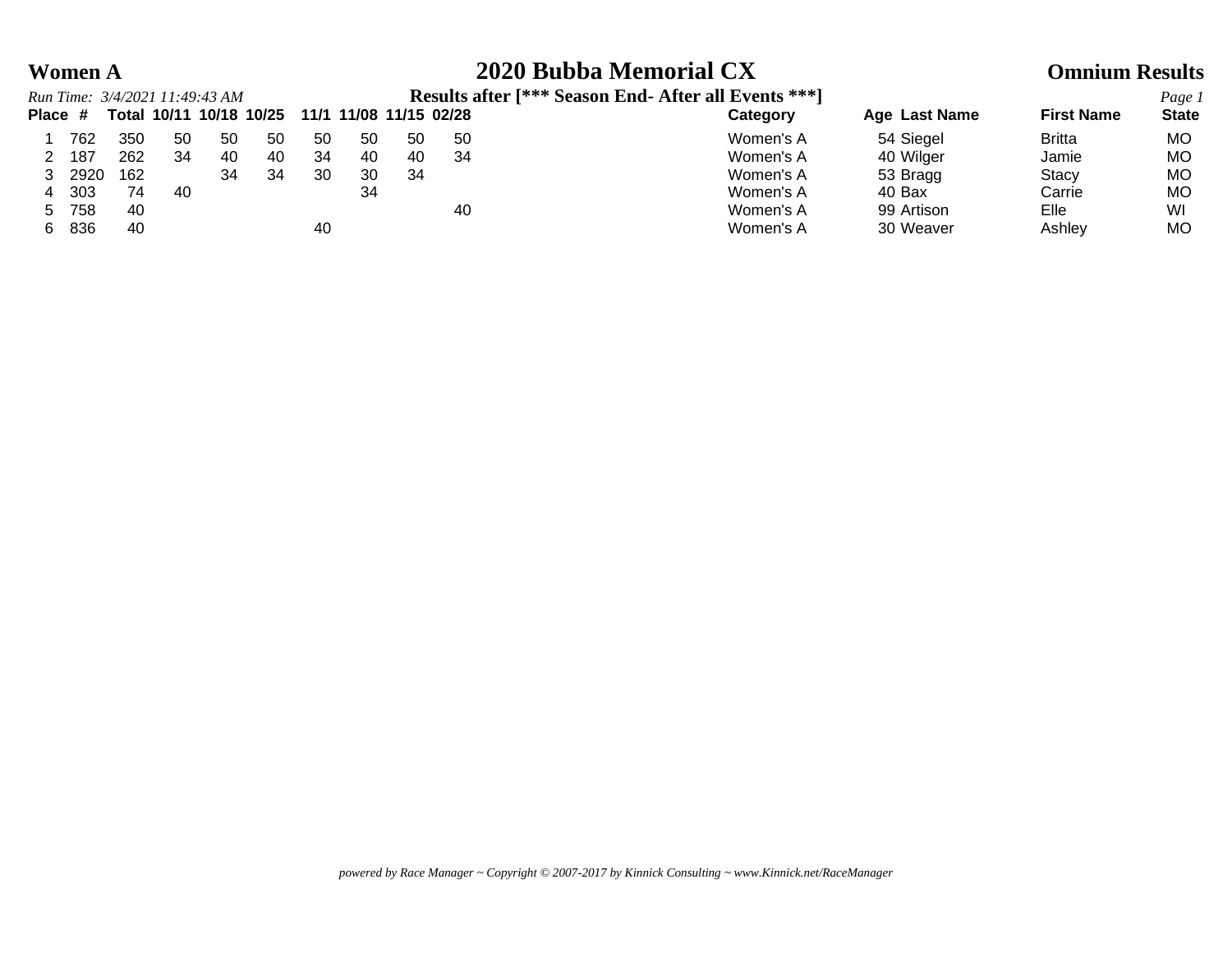**Women A** — **2020 Bubba Memorial CX** — **Omnium Results**

*Run Time: 3/4/2021 11:49:43 AM* — **Results after [*** Season End- After all Events ***]**

| Place | # | Total | 10/11 | 10/18 | 10/25 | 11/1 | 11/08 | 11/15 | 02/28 | Category | Age | Last Name | First Name | State |
|---|---|---|---|---|---|---|---|---|---|---|---|---|---|---|
| 1 | 762 | 350 | 50 | 50 | 50 | 50 | 50 | 50 | 50 | Women's A | 54 | Siegel | Britta | MO |
| 2 | 187 | 262 | 34 | 40 | 40 | 34 | 40 | 40 | 34 | Women's A | 40 | Wilger | Jamie | MO |
| 3 | 2920 | 162 | | 34 | 34 | 30 | 30 | 34 | | Women's A | 53 | Bragg | Stacy | MO |
| 4 | 303 | 74 | 40 | | | | 34 | | | Women's A | 40 | Bax | Carrie | MO |
| 5 | 758 | 40 | | | | | | | 40 | Women's A | 99 | Artison | Elle | WI |
| 6 | 836 | 40 | | | | 40 | | | | Women's A | 30 | Weaver | Ashley | MO |

*powered by Race Manager ~ Copyright © 2007-2017 by Kinnick Consulting ~ www.Kinnick.net/RaceManager*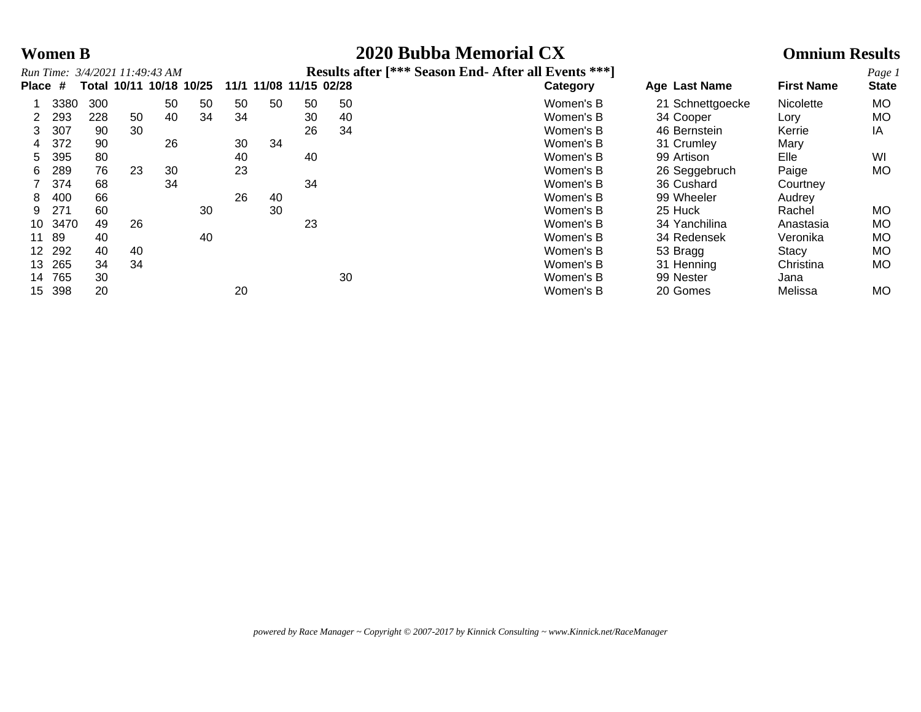**Women B** — **2020 Bubba Memorial CX** — **Omnium Results**

*Run Time: 3/4/2021 11:49:43 AM*

**Results after [*** Season End- After all Events ***]**

| Place | # | Total | 10/11 | 10/18 | 10/25 | 11/1 | 11/08 | 11/15 | 02/28 | Category | Age | Last Name | First Name | State |
|---|---|---|---|---|---|---|---|---|---|---|---|---|---|---|
| 1 | 3380 | 300 | | 50 | 50 | 50 | 50 | 50 | 50 | Women's B | 21 | Schnettgoecke | Nicolette | MO |
| 2 | 293 | 228 | 50 | 40 | 34 | 34 | | 30 | 40 | Women's B | 34 | Cooper | Lory | MO |
| 3 | 307 | 90 | 30 | | | | | 26 | 34 | Women's B | 46 | Bernstein | Kerrie | IA |
| 4 | 372 | 90 | | 26 | | 30 | 34 | | | Women's B | 31 | Crumley | Mary | |
| 5 | 395 | 80 | | | | 40 | | 40 | | Women's B | 99 | Artison | Elle | WI |
| 6 | 289 | 76 | 23 | 30 | | 23 | | | | Women's B | 26 | Seggebruch | Paige | MO |
| 7 | 374 | 68 | | 34 | | | | 34 | | Women's B | 36 | Cushard | Courtney | |
| 8 | 400 | 66 | | | | 26 | 40 | | | Women's B | 99 | Wheeler | Audrey | |
| 9 | 271 | 60 | | | 30 | | 30 | | | Women's B | 25 | Huck | Rachel | MO |
| 10 | 3470 | 49 | 26 | | | | | 23 | | Women's B | 34 | Yanchilina | Anastasia | MO |
| 11 | 89 | 40 | | | 40 | | | | | Women's B | 34 | Redensek | Veronika | MO |
| 12 | 292 | 40 | 40 | | | | | | | Women's B | 53 | Bragg | Stacy | MO |
| 13 | 265 | 34 | 34 | | | | | | | Women's B | 31 | Henning | Christina | MO |
| 14 | 765 | 30 | | | | | | | 30 | Women's B | 99 | Nester | Jana | |
| 15 | 398 | 20 | | | | 20 | | | | Women's B | 20 | Gomes | Melissa | MO |

*powered by Race Manager ~ Copyright © 2007-2017 by Kinnick Consulting ~ www.Kinnick.net/RaceManager*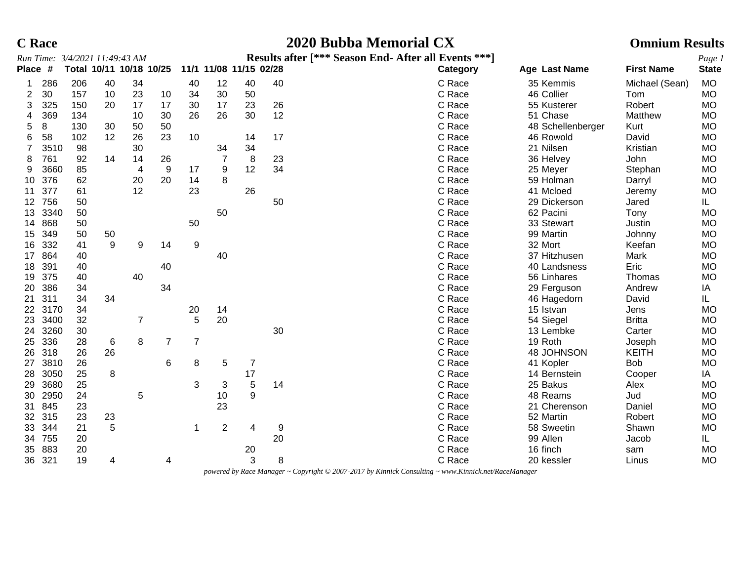**C Race** — **2020 Bubba Memorial CX** — **Omnium Results**

*Run Time: 3/4/2021 11:49:43 AM* — **Results after [*** Season End- After all Events ***]**

| Place | # | Total | 10/11 | 10/18 | 10/25 | 11/1 | 11/08 | 11/15 | 02/28 | Category | Age | Last Name | First Name | State |
|---|---|---|---|---|---|---|---|---|---|---|---|---|---|---|
| 1 | 286 | 206 | 40 | 34 | | 40 | 12 | 40 | 40 | C Race | 35 | Kemmis | Michael (Sean) | MO |
| 2 | 30 | 157 | 10 | 23 | 10 | 34 | 30 | 50 | | C Race | 46 | Collier | Tom | MO |
| 3 | 325 | 150 | 20 | 17 | 17 | 30 | 17 | 23 | 26 | C Race | 55 | Kusterer | Robert | MO |
| 4 | 369 | 134 | | 10 | 30 | 26 | 26 | 30 | 12 | C Race | 51 | Chase | Matthew | MO |
| 5 | 8 | 130 | 30 | 50 | 50 | | | | | C Race | 48 | Schellenberger | Kurt | MO |
| 6 | 58 | 102 | 12 | 26 | 23 | 10 | | 14 | 17 | C Race | 46 | Rowold | David | MO |
| 7 | 3510 | 98 | | 30 | | | 34 | 34 | | C Race | 21 | Nilsen | Kristian | MO |
| 8 | 761 | 92 | 14 | 14 | 26 | | 7 | 8 | 23 | C Race | 36 | Helvey | John | MO |
| 9 | 3660 | 85 | | 4 | 9 | 17 | 9 | 12 | 34 | C Race | 25 | Meyer | Stephan | MO |
| 10 | 376 | 62 | | 20 | 20 | 14 | 8 | | | C Race | 59 | Holman | Darryl | MO |
| 11 | 377 | 61 | | 12 | | 23 | | 26 | | C Race | 41 | Mcloed | Jeremy | MO |
| 12 | 756 | 50 | | | | | | | 50 | C Race | 29 | Dickerson | Jared | IL |
| 13 | 3340 | 50 | | | | | 50 | | | C Race | 62 | Pacini | Tony | MO |
| 14 | 868 | 50 | | | | 50 | | | | C Race | 33 | Stewart | Justin | MO |
| 15 | 349 | 50 | 50 | | | | | | | C Race | 99 | Martin | Johnny | MO |
| 16 | 332 | 41 | 9 | 9 | 14 | 9 | | | | C Race | 32 | Mort | Keefan | MO |
| 17 | 864 | 40 | | | | | 40 | | | C Race | 37 | Hitzhusen | Mark | MO |
| 18 | 391 | 40 | | | 40 | | | | | C Race | 40 | Landsness | Eric | MO |
| 19 | 375 | 40 | | 40 | | | | | | C Race | 56 | Linhares | Thomas | MO |
| 20 | 386 | 34 | | | 34 | | | | | C Race | 29 | Ferguson | Andrew | IA |
| 21 | 311 | 34 | 34 | | | | | | | C Race | 46 | Hagedorn | David | IL |
| 22 | 3170 | 34 | | | | 20 | 14 | | | C Race | 15 | Istvan | Jens | MO |
| 23 | 3400 | 32 | | 7 | | 5 | 20 | | | C Race | 54 | Siegel | Britta | MO |
| 24 | 3260 | 30 | | | | | | | 30 | C Race | 13 | Lembke | Carter | MO |
| 25 | 336 | 28 | 6 | 8 | 7 | 7 | | | | C Race | 19 | Roth | Joseph | MO |
| 26 | 318 | 26 | 26 | | | | | | | C Race | 48 | JOHNSON | KEITH | MO |
| 27 | 3810 | 26 | | | 6 | 8 | 5 | 7 | | C Race | 41 | Kopler | Bob | MO |
| 28 | 3050 | 25 | 8 | | | | | 17 | | C Race | 14 | Bernstein | Cooper | IA |
| 29 | 3680 | 25 | | | | 3 | 3 | 5 | 14 | C Race | 25 | Bakus | Alex | MO |
| 30 | 2950 | 24 | | 5 | | | 10 | 9 | | C Race | 48 | Reams | Jud | MO |
| 31 | 845 | 23 | | | | | 23 | | | C Race | 21 | Cherenson | Daniel | MO |
| 32 | 315 | 23 | 23 | | | | | | | C Race | 52 | Martin | Robert | MO |
| 33 | 344 | 21 | 5 | | | 1 | 2 | 4 | 9 | C Race | 58 | Sweetin | Shawn | MO |
| 34 | 755 | 20 | | | | | | | 20 | C Race | 99 | Allen | Jacob | IL |
| 35 | 883 | 20 | | | | | | 20 | | C Race | 16 | finch | sam | MO |
| 36 | 321 | 19 | 4 | | 4 | | | 3 | 8 | C Race | 20 | kessler | Linus | MO |

*powered by Race Manager ~ Copyright © 2007-2017 by Kinnick Consulting ~ www.Kinnick.net/RaceManager*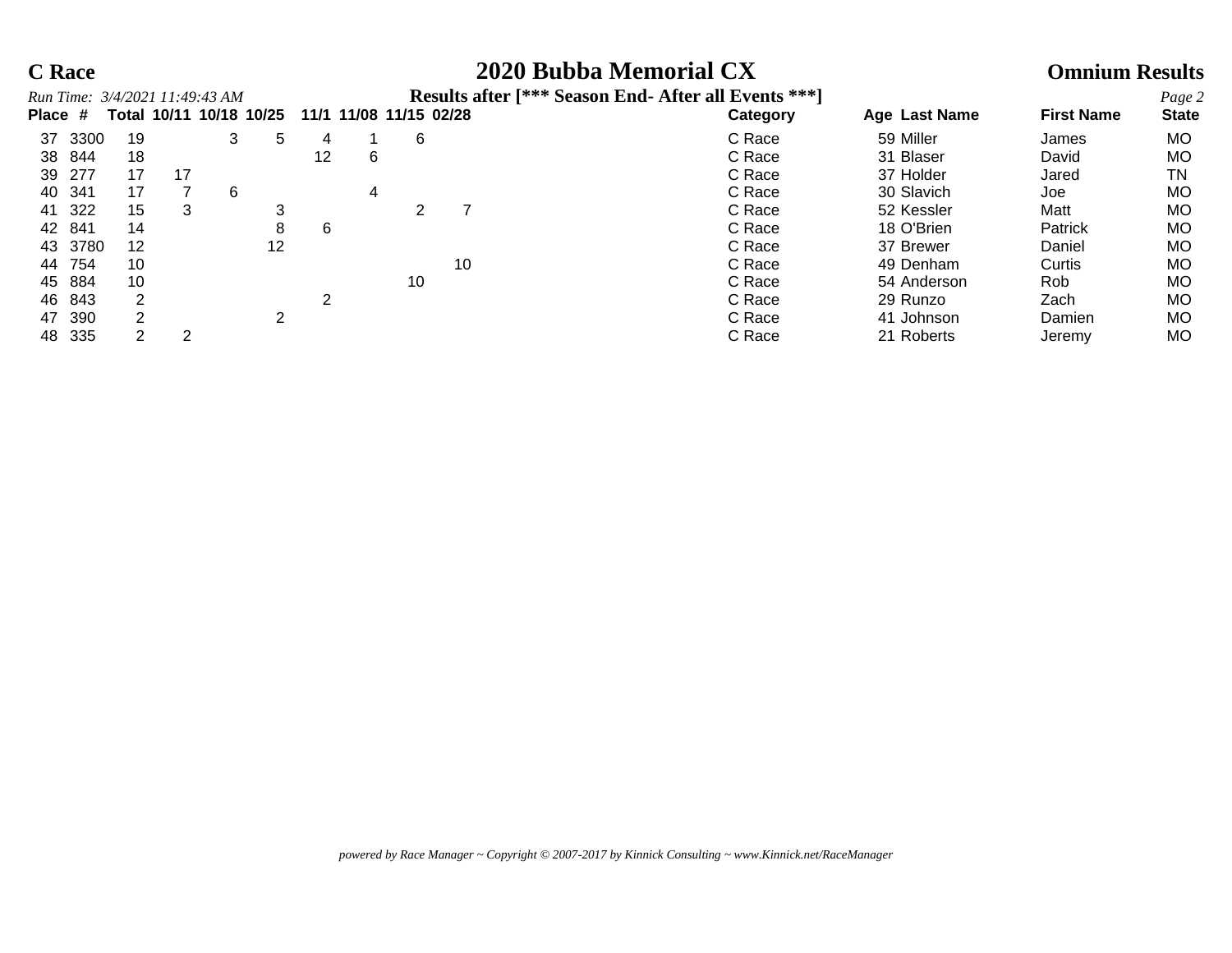**C Race** | **2020 Bubba Memorial CX** | **Omnium Results**

*Run Time: 3/4/2021 11:49:43 AM*

**Results after [*** Season End- After all Events ***]**

| Place | # | Total | 10/11 | 10/18 | 10/25 | 11/1 | 11/08 | 11/15 | 02/28 | Category | Age | Last Name | First Name | State |
|---|---|---|---|---|---|---|---|---|---|---|---|---|---|---|
| 37 | 3300 | 19 | | 3 | 5 | 4 | 1 | 6 | | C Race | 59 | Miller | James | MO |
| 38 | 844 | 18 | | | | 12 | 6 | | | C Race | 31 | Blaser | David | MO |
| 39 | 277 | 17 | 17 | | | | | | | C Race | 37 | Holder | Jared | TN |
| 40 | 341 | 17 | 7 | 6 | | | 4 | | | C Race | 30 | Slavich | Joe | MO |
| 41 | 322 | 15 | 3 | | 3 | | | 2 | 7 | C Race | 52 | Kessler | Matt | MO |
| 42 | 841 | 14 | | | 8 | 6 | | | | C Race | 18 | O'Brien | Patrick | MO |
| 43 | 3780 | 12 | | | 12 | | | | | C Race | 37 | Brewer | Daniel | MO |
| 44 | 754 | 10 | | | | | | | 10 | C Race | 49 | Denham | Curtis | MO |
| 45 | 884 | 10 | | | | | | 10 | | C Race | 54 | Anderson | Rob | MO |
| 46 | 843 | 2 | | | | 2 | | | | C Race | 29 | Runzo | Zach | MO |
| 47 | 390 | 2 | | | 2 | | | | | C Race | 41 | Johnson | Damien | MO |
| 48 | 335 | 2 | 2 | | | | | | | C Race | 21 | Roberts | Jeremy | MO |

*powered by Race Manager ~ Copyright © 2007-2017 by Kinnick Consulting ~ www.Kinnick.net/RaceManager*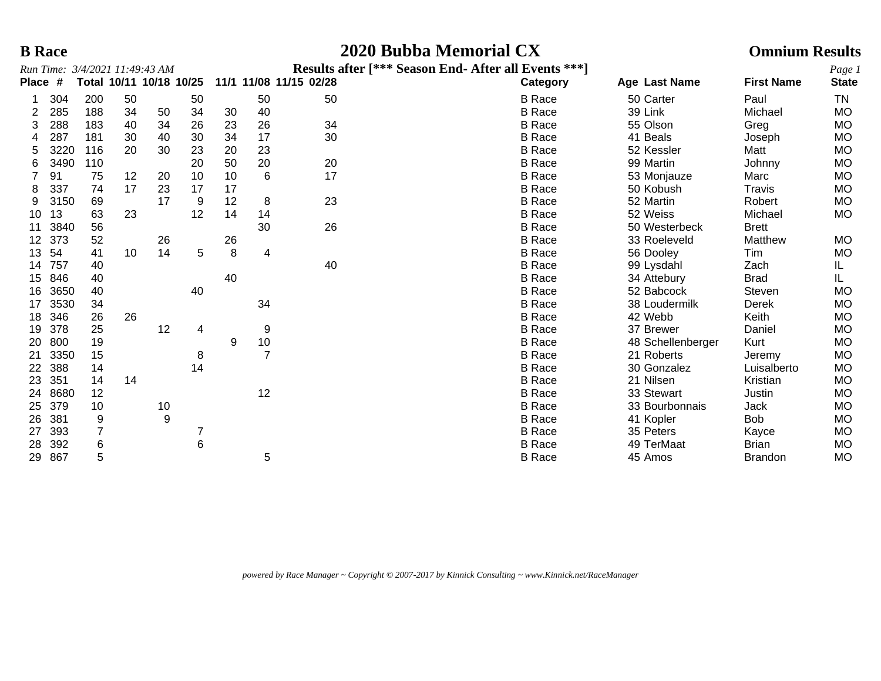# B Race

# 2020 Bubba Memorial CX

## Omnium Results

*Run Time: 3/4/2021 11:49:43 AM*

**Results after [*** Season End- After all Events ***]**

| Place | # | Total | 10/11 | 10/18 | 10/25 | 11/1 | 11/08 | 11/15 | 02/28 | Category | Age | Last Name | First Name | State |
|---|---|---|---|---|---|---|---|---|---|---|---|---|---|---|
| 1 | 304 | 200 | 50 | | 50 | | 50 | | 50 | B Race | 50 | Carter | Paul | TN |
| 2 | 285 | 188 | 34 | 50 | 34 | 30 | 40 | | | B Race | 39 | Link | Michael | MO |
| 3 | 288 | 183 | 40 | 34 | 26 | 23 | 26 | | 34 | B Race | 55 | Olson | Greg | MO |
| 4 | 287 | 181 | 30 | 40 | 30 | 34 | 17 | | 30 | B Race | 41 | Beals | Joseph | MO |
| 5 | 3220 | 116 | 20 | 30 | 23 | 20 | 23 | | | B Race | 52 | Kessler | Matt | MO |
| 6 | 3490 | 110 | | | 20 | 50 | 20 | | 20 | B Race | 99 | Martin | Johnny | MO |
| 7 | 91 | 75 | 12 | 20 | 10 | 10 | 6 | | 17 | B Race | 53 | Monjauze | Marc | MO |
| 8 | 337 | 74 | 17 | 23 | 17 | 17 | | | | B Race | 50 | Kobush | Travis | MO |
| 9 | 3150 | 69 | | 17 | 9 | 12 | 8 | | 23 | B Race | 52 | Martin | Robert | MO |
| 10 | 13 | 63 | 23 | | 12 | 14 | 14 | | | B Race | 52 | Weiss | Michael | MO |
| 11 | 3840 | 56 | | | | | 30 | | 26 | B Race | 50 | Westerbeck | Brett | |
| 12 | 373 | 52 | | 26 | | 26 | | | | B Race | 33 | Roeleveld | Matthew | MO |
| 13 | 54 | 41 | 10 | 14 | 5 | 8 | 4 | | | B Race | 56 | Dooley | Tim | MO |
| 14 | 757 | 40 | | | | | | | 40 | B Race | 99 | Lysdahl | Zach | IL |
| 15 | 846 | 40 | | | | 40 | | | | B Race | 34 | Attebury | Brad | IL |
| 16 | 3650 | 40 | | | 40 | | | | | B Race | 52 | Babcock | Steven | MO |
| 17 | 3530 | 34 | | | | | 34 | | | B Race | 38 | Loudermilk | Derek | MO |
| 18 | 346 | 26 | 26 | | | | | | | B Race | 42 | Webb | Keith | MO |
| 19 | 378 | 25 | | 12 | 4 | | 9 | | | B Race | 37 | Brewer | Daniel | MO |
| 20 | 800 | 19 | | | | 9 | 10 | | | B Race | 48 | Schellenberger | Kurt | MO |
| 21 | 3350 | 15 | | | 8 | | 7 | | | B Race | 21 | Roberts | Jeremy | MO |
| 22 | 388 | 14 | | | 14 | | | | | B Race | 30 | Gonzalez | Luisalberto | MO |
| 23 | 351 | 14 | 14 | | | | | | | B Race | 21 | Nilsen | Kristian | MO |
| 24 | 8680 | 12 | | | | | 12 | | | B Race | 33 | Stewart | Justin | MO |
| 25 | 379 | 10 | | 10 | | | | | | B Race | 33 | Bourbonnais | Jack | MO |
| 26 | 381 | 9 | | 9 | | | | | | B Race | 41 | Kopler | Bob | MO |
| 27 | 393 | 7 | | | 7 | | | | | B Race | 35 | Peters | Kayce | MO |
| 28 | 392 | 6 | | | 6 | | | | | B Race | 49 | TerMaat | Brian | MO |
| 29 | 867 | 5 | | | | | 5 | | | B Race | 45 | Amos | Brandon | MO |

*powered by Race Manager ~ Copyright © 2007-2017 by Kinnick Consulting ~ www.Kinnick.net/RaceManager*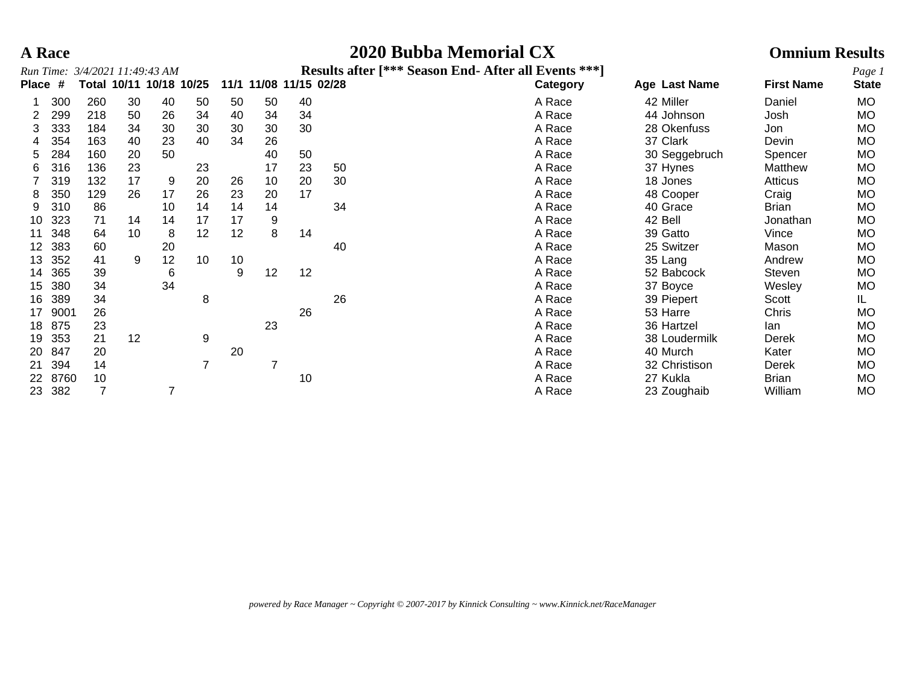# A Race

# 2020 Bubba Memorial CX

## Omnium Results

*Run Time: 3/4/2021 11:49:43 AM*

**Results after [*** Season End- After all Events ***]**

| Place | # | Total | 10/11 | 10/18 | 10/25 | 11/1 | 11/08 | 11/15 | 02/28 | Category | Age | Last Name | First Name | State |
|---|---|---|---|---|---|---|---|---|---|---|---|---|---|---|
| 1 | 300 | 260 | 30 | 40 | 50 | 50 | 50 | 40 | | A Race | 42 | Miller | Daniel | MO |
| 2 | 299 | 218 | 50 | 26 | 34 | 40 | 34 | 34 | | A Race | 44 | Johnson | Josh | MO |
| 3 | 333 | 184 | 34 | 30 | 30 | 30 | 30 | 30 | | A Race | 28 | Okenfuss | Jon | MO |
| 4 | 354 | 163 | 40 | 23 | 40 | 34 | 26 | | | A Race | 37 | Clark | Devin | MO |
| 5 | 284 | 160 | 20 | 50 | | | 40 | 50 | | A Race | 30 | Seggebruch | Spencer | MO |
| 6 | 316 | 136 | 23 | | 23 | | 17 | 23 | 50 | A Race | 37 | Hynes | Matthew | MO |
| 7 | 319 | 132 | 17 | 9 | 20 | 26 | 10 | 20 | 30 | A Race | 18 | Jones | Atticus | MO |
| 8 | 350 | 129 | 26 | 17 | 26 | 23 | 20 | 17 | | A Race | 48 | Cooper | Craig | MO |
| 9 | 310 | 86 | | 10 | 14 | 14 | 14 | | 34 | A Race | 40 | Grace | Brian | MO |
| 10 | 323 | 71 | 14 | 14 | 17 | 17 | 9 | | | A Race | 42 | Bell | Jonathan | MO |
| 11 | 348 | 64 | 10 | 8 | 12 | 12 | 8 | 14 | | A Race | 39 | Gatto | Vince | MO |
| 12 | 383 | 60 | | 20 | | | | | 40 | A Race | 25 | Switzer | Mason | MO |
| 13 | 352 | 41 | 9 | 12 | 10 | 10 | | | | A Race | 35 | Lang | Andrew | MO |
| 14 | 365 | 39 | | 6 | | 9 | 12 | 12 | | A Race | 52 | Babcock | Steven | MO |
| 15 | 380 | 34 | | 34 | | | | | | A Race | 37 | Boyce | Wesley | MO |
| 16 | 389 | 34 | | | 8 | | | | 26 | A Race | 39 | Piepert | Scott | IL |
| 17 | 9001 | 26 | | | | | | 26 | | A Race | 53 | Harre | Chris | MO |
| 18 | 875 | 23 | | | | | 23 | | | A Race | 36 | Hartzel | Ian | MO |
| 19 | 353 | 21 | 12 | | 9 | | | | | A Race | 38 | Loudermilk | Derek | MO |
| 20 | 847 | 20 | | | | 20 | | | | A Race | 40 | Murch | Kater | MO |
| 21 | 394 | 14 | | | 7 | | 7 | | | A Race | 32 | Christison | Derek | MO |
| 22 | 8760 | 10 | | | | | | 10 | | A Race | 27 | Kukla | Brian | MO |
| 23 | 382 | 7 | | 7 | | | | | | A Race | 23 | Zoughaib | William | MO |

*powered by Race Manager ~ Copyright © 2007-2017 by Kinnick Consulting ~ www.Kinnick.net/RaceManager*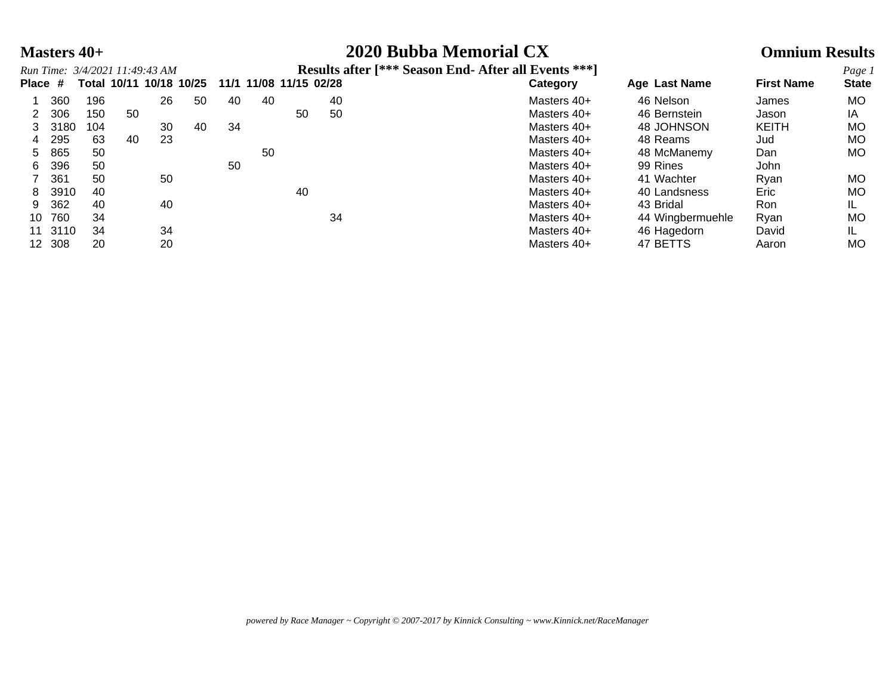# Masters 40+

# 2020 Bubba Memorial CX

## Omnium Results

*Run Time: 3/4/2021 11:49:43 AM*

**Results after [*** Season End- After all Events ***]**

| Place | # | Total | 10/11 | 10/18 | 10/25 | 11/1 | 11/08 | 11/15 | 02/28 | Category | Age | Last Name | First Name | State |
|---|---|---|---|---|---|---|---|---|---|---|---|---|---|---|
| 1 | 360 | 196 | | 26 | 50 | 40 | 40 | | 40 | Masters 40+ | 46 | Nelson | James | MO |
| 2 | 306 | 150 | 50 | | | | | 50 | 50 | Masters 40+ | 46 | Bernstein | Jason | IA |
| 3 | 3180 | 104 | | 30 | 40 | 34 | | | | Masters 40+ | 48 | JOHNSON | KEITH | MO |
| 4 | 295 | 63 | 40 | 23 | | | | | | Masters 40+ | 48 | Reams | Jud | MO |
| 5 | 865 | 50 | | | | | 50 | | | Masters 40+ | 48 | McManemy | Dan | MO |
| 6 | 396 | 50 | | | | 50 | | | | Masters 40+ | 99 | Rines | John | |
| 7 | 361 | 50 | | 50 | | | | | | Masters 40+ | 41 | Wachter | Ryan | MO |
| 8 | 3910 | 40 | | | | | | 40 | | Masters 40+ | 40 | Landsness | Eric | MO |
| 9 | 362 | 40 | | 40 | | | | | | Masters 40+ | 43 | Bridal | Ron | IL |
| 10 | 760 | 34 | | | | | | | 34 | Masters 40+ | 44 | Wingbermuehle | Ryan | MO |
| 11 | 3110 | 34 | | 34 | | | | | | Masters 40+ | 46 | Hagedorn | David | IL |
| 12 | 308 | 20 | | 20 | | | | | | Masters 40+ | 47 | BETTS | Aaron | MO |

*powered by Race Manager ~ Copyright © 2007-2017 by Kinnick Consulting ~ www.Kinnick.net/RaceManager*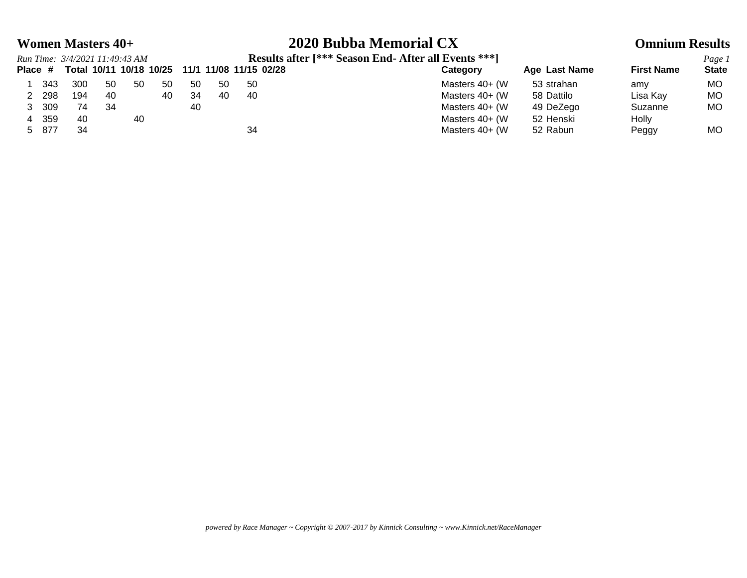# 2020 Bubba Memorial CX

## Women Masters 40+

## Omnium Results

*Run Time: 3/4/2021 11:49:43 AM*

**Results after [*** Season End- After all Events ***]**

| Place | # | Total | 10/11 | 10/18 | 10/25 | 11/1 | 11/08 | 11/15 | 02/28 | Category | Age | Last Name | First Name | State |
|---|---|---|---|---|---|---|---|---|---|---|---|---|---|---|
| 1 | 343 | 300 | 50 | 50 | 50 | 50 | 50 | 50 | | Masters 40+ (W | 53 | strahan | amy | MO |
| 2 | 298 | 194 | 40 | | 40 | 34 | 40 | 40 | | Masters 40+ (W | 58 | Dattilo | Lisa Kay | MO |
| 3 | 309 | 74 | 34 | | | 40 | | | | Masters 40+ (W | 49 | DeZego | Suzanne | MO |
| 4 | 359 | 40 | | 40 | | | | | | Masters 40+ (W | 52 | Henski | Holly | |
| 5 | 877 | 34 | | | | | | 34 | | Masters 40+ (W | 52 | Rabun | Peggy | MO |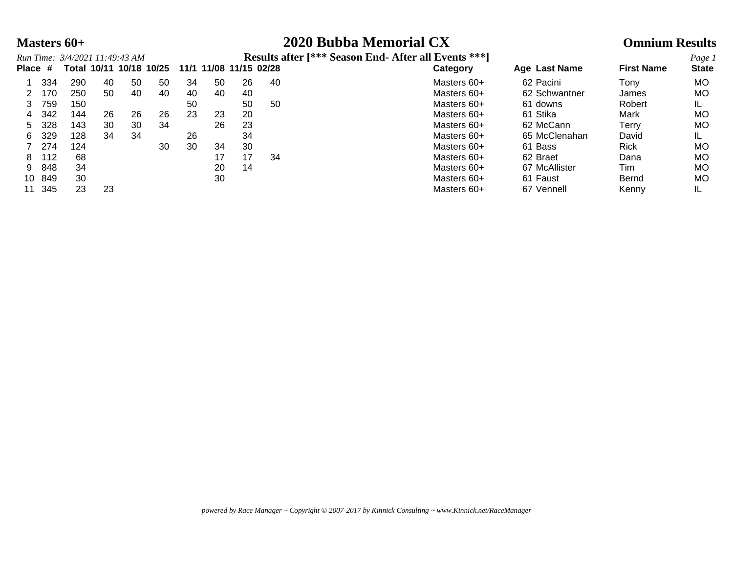# Masters 60+

## 2020 Bubba Memorial CX

### Omnium Results

*Run Time: 3/4/2021 11:49:43 AM*

**Results after [*** Season End- After all Events ***]**

| Place | # | Total | 10/11 | 10/18 | 10/25 | 11/1 | 11/08 | 11/15 | 02/28 | Category | Age | Last Name | First Name | State |
|---|---|---|---|---|---|---|---|---|---|---|---|---|---|---|
| 1 | 334 | 290 | 40 | 50 | 50 | 34 | 50 | 26 | 40 | Masters 60+ | 62 | Pacini | Tony | MO |
| 2 | 170 | 250 | 50 | 40 | 40 | 40 | 40 | 40 | | Masters 60+ | 62 | Schwantner | James | MO |
| 3 | 759 | 150 | | | | 50 | | 50 | 50 | Masters 60+ | 61 | downs | Robert | IL |
| 4 | 342 | 144 | 26 | 26 | 26 | 23 | 23 | 20 | | Masters 60+ | 61 | Stika | Mark | MO |
| 5 | 328 | 143 | 30 | 30 | 34 | | 26 | 23 | | Masters 60+ | 62 | McCann | Terry | MO |
| 6 | 329 | 128 | 34 | 34 | | 26 | | 34 | | Masters 60+ | 65 | McClenahan | David | IL |
| 7 | 274 | 124 | | | 30 | 30 | 34 | 30 | | Masters 60+ | 61 | Bass | Rick | MO |
| 8 | 112 | 68 | | | | | 17 | 17 | 34 | Masters 60+ | 62 | Braet | Dana | MO |
| 9 | 848 | 34 | | | | | 20 | 14 | | Masters 60+ | 67 | McAllister | Tim | MO |
| 10 | 849 | 30 | | | | | 30 | | | Masters 60+ | 61 | Faust | Bernd | MO |
| 11 | 345 | 23 | 23 | | | | | | | Masters 60+ | 67 | Vennell | Kenny | IL |